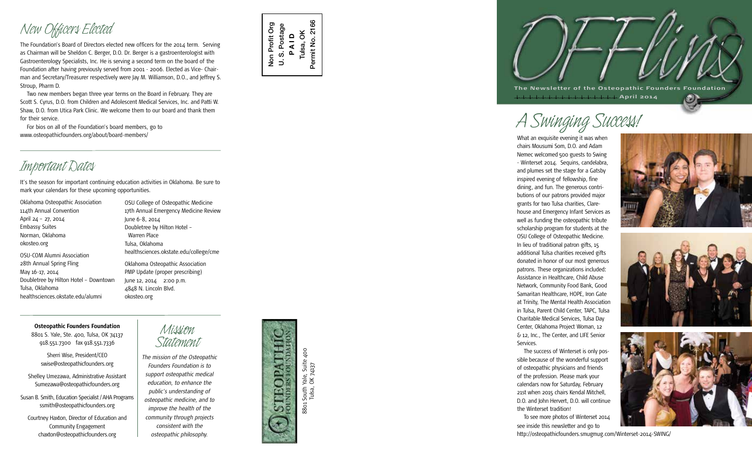## New Officers Elected

The Foundation's Board of Directors elected new officers for the 2014 term. Serving as Chairman will be Sheldon C. Berger, D.O. Dr. Berger is a gastroenterologist with Gastroenterology Specialists, Inc. He is serving a second term on the board of the Foundation after having previously served from 2001 - 2006. Elected as Vice- Chairman and Secretary/Treasurer respectively were Jay M. Williamson, D.O., and Jeffrey S. Stroup, Pharm D.

Two new members began three year terms on the Board in February. They are Scott S. Cyrus, D.O. from Children and Adolescent Medical Services, Inc. and Patti W. Shaw, D.O. from Utica Park Clinic. We welcome them to our board and thank them for their service.

For bios on all of the Foundation's board members, go to www.osteopathicfounders.org/about/board-members/

## Important Dates

It's the season for important continuing education activities in Oklahoma. Be sure to mark your calendars for these upcoming opportunities.

Oklahoma Osteopathic Association
114th Annual Convention
April 24 – 27, 2014
Embassy Suites
Norman, Oklahoma
okosteo.org

OSU-COM Alumni Association
28th Annual Spring Fling
May 16-17, 2014
Doubletree by Hilton Hotel – Downtown
Tulsa, Oklahoma
healthsciences.okstate.edu/alumni

OSU College of Osteopathic Medicine
17th Annual Emergency Medicine Review
June 6-8, 2014
Doubletree by Hilton Hotel – Warren Place
Tulsa, Oklahoma
healthsciences.okstate.edu/college/cme

Oklahoma Osteopathic Association
PMP Update (proper prescribing)
June 12, 2014 2:00 p.m.
4848 N. Lincoln Blvd.
okosteo.org

**Osteopathic Founders Foundation**
8801 S. Yale, Ste. 400, Tulsa, OK 74137
918.551.7300 fax 918.551.7336

Sherri Wise, President/CEO
swise@osteopathicfounders.org

Shelley Umezawa, Administrative Assistant
Sumezawa@osteopathicfounders.org

Susan B. Smith, Education Specialist / AHA Programs
ssmith@osteopathicfounders.org

Courtney Haxton, Director of Education and Community Engagement
chaxton@osteopathicfounders.org

## Mission Statement

*The mission of the Osteopathic Founders Foundation is to support osteopathic medical education, to enhance the public's understanding of osteopathic medicine, and to improve the health of the community through projects consistent with the osteopathic philosophy.*

Non Profit Org
U. S. Postage
PAID
Tulsa, OK
Permit No. 2166

Osteopathic Founders Foundation
8801 South Yale, Suite 400
Tulsa, OK 74137

# OFFlink

The Newsletter of the Osteopathic Founders Foundation
April 2014

## A Swinging Success!

What an exquisite evening it was when chairs Mousumi Som, D.O. and Adam Nemec welcomed 500 guests to Swing - Winterset 2014. Sequins, candelabra, and plumes set the stage for a Gatsby inspired evening of fellowship, fine dining, and fun. The generous contributions of our patrons provided major grants for two Tulsa charities, Clarehouse and Emergency Infant Services as well as funding the osteopathic tribute scholarship program for students at the OSU College of Osteopathic Medicine. In lieu of traditional patron gifts, 15 additional Tulsa charities received gifts donated in honor of our most generous patrons. These organizations included: Assistance in Healthcare, Child Abuse Network, Community Food Bank, Good Samaritan Healthcare, HOPE, Iron Gate at Trinity, The Mental Health Association in Tulsa, Parent Child Center, TAPC, Tulsa Charitable Medical Services, Tulsa Day Center, Oklahoma Project Woman, 12 & 12, Inc., The Center, and LIFE Senior Services.

The success of Winterset is only possible because of the wonderful support of osteopathic physicians and friends of the profession. Please mark your calendars now for Saturday, February 21st when 2015 chairs Kendal Mitchell, D.O. and John Hervert, D.O. will continue the Winterset tradition!

To see more photos of Winterset 2014 see inside this newsletter and go to http://osteopathicfounders.smugmug.com/Winterset-2014-SWING/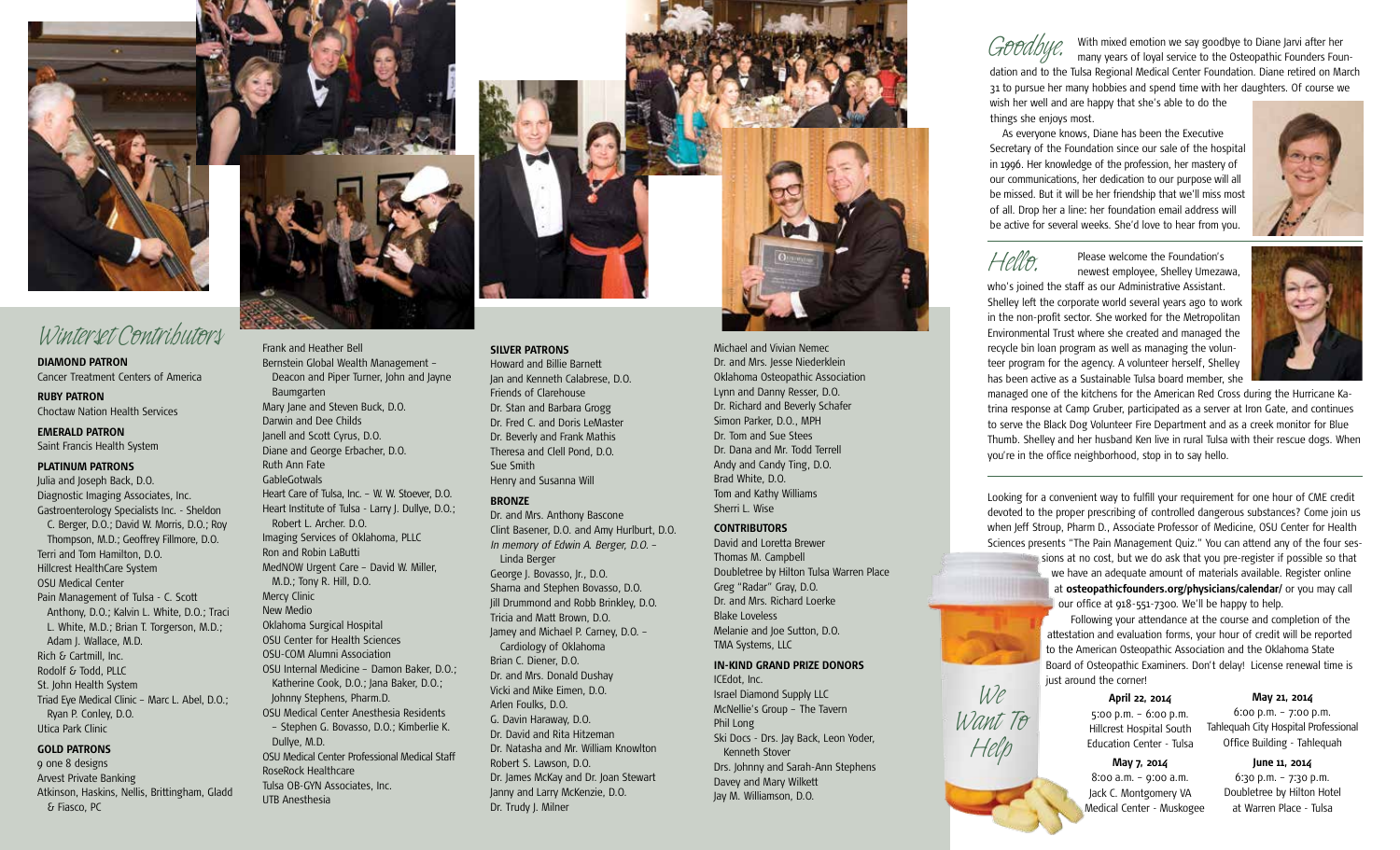# Winterset Contributors

**DIAMOND PATRON**
Cancer Treatment Centers of America

**RUBY PATRON**
Choctaw Nation Health Services

**EMERALD PATRON**
Saint Francis Health System

**PLATINUM PATRONS**
Julia and Joseph Back, D.O.
Diagnostic Imaging Associates, Inc.
Gastroenterology Specialists Inc. - Sheldon C. Berger, D.O.; David W. Morris, D.O.; Roy Thompson, M.D.; Geoffrey Fillmore, D.O.
Terri and Tom Hamilton, D.O.
Hillcrest HealthCare System
OSU Medical Center
Pain Management of Tulsa - C. Scott Anthony, D.O.; Kalvin L. White, D.O.; Traci L. White, M.D.; Brian T. Torgerson, M.D.; Adam J. Wallace, M.D.
Rich & Cartmill, Inc.
Rodolf & Todd, PLLC
St. John Health System
Triad Eye Medical Clinic – Marc L. Abel, D.O.; Ryan P. Conley, D.O.
Utica Park Clinic

**GOLD PATRONS**
9 one 8 designs
Arvest Private Banking
Atkinson, Haskins, Nellis, Brittingham, Gladd & Fiasco, PC
Frank and Heather Bell
Bernstein Global Wealth Management – Deacon and Piper Turner, John and Jayne Baumgarten
Mary Jane and Steven Buck, D.O.
Darwin and Dee Childs
Janell and Scott Cyrus, D.O.
Diane and George Erbacher, D.O.
Ruth Ann Fate
GableGotwals
Heart Care of Tulsa, Inc. – W. W. Stoever, D.O.
Heart Institute of Tulsa - Larry J. Dullye, D.O.; Robert L. Archer. D.O.
Imaging Services of Oklahoma, PLLC
Ron and Robin LaButti
MedNOW Urgent Care – David W. Miller, M.D.; Tony R. Hill, D.O.
Mercy Clinic
New Medio
Oklahoma Surgical Hospital
OSU Center for Health Sciences
OSU-COM Alumni Association
OSU Internal Medicine – Damon Baker, D.O.; Katherine Cook, D.O.; Jana Baker, D.O.; Johnny Stephens, Pharm.D.
OSU Medical Center Anesthesia Residents – Stephen G. Bovasso, D.O.; Kimberlie K. Dullye, M.D.
OSU Medical Center Professional Medical Staff
RoseRock Healthcare
Tulsa OB-GYN Associates, Inc.
UTB Anesthesia

**SILVER PATRONS**
Howard and Billie Barnett
Jan and Kenneth Calabrese, D.O.
Friends of Clarehouse
Dr. Stan and Barbara Grogg
Dr. Fred C. and Doris LeMaster
Dr. Beverly and Frank Mathis
Theresa and Clell Pond, D.O.
Sue Smith
Henry and Susanna Will

**BRONZE**
Dr. and Mrs. Anthony Bascone
Clint Basener, D.O. and Amy Hurlburt, D.O.
*In memory of Edwin A. Berger, D.O.* – Linda Berger
George J. Bovasso, Jr., D.O.
Sharna and Stephen Bovasso, D.O.
Jill Drummond and Robb Brinkley, D.O.
Tricia and Matt Brown, D.O.
Jamey and Michael P. Carney, D.O. – Cardiology of Oklahoma
Brian C. Diener, D.O.
Dr. and Mrs. Donald Dushay
Vicki and Mike Eimen, D.O.
Arlen Foulks, D.O.
G. Davin Haraway, D.O.
Dr. David and Rita Hitzeman
Dr. Natasha and Mr. William Knowlton
Robert S. Lawson, D.O.
Dr. James McKay and Dr. Joan Stewart
Janny and Larry McKenzie, D.O.
Dr. Trudy J. Milner
Michael and Vivian Nemec
Dr. and Mrs. Jesse Niederklein
Oklahoma Osteopathic Association
Lynn and Danny Resser, D.O.
Dr. Richard and Beverly Schafer
Simon Parker, D.O., MPH
Dr. Tom and Sue Stees
Dr. Dana and Mr. Todd Terrell
Andy and Candy Ting, D.O.
Brad White, D.O.
Tom and Kathy Williams
Sherri L. Wise

**CONTRIBUTORS**
David and Loretta Brewer
Thomas M. Campbell
Doubletree by Hilton Tulsa Warren Place
Greg "Radar" Gray, D.O.
Dr. and Mrs. Richard Loerke
Blake Loveless
Melanie and Joe Sutton, D.O.
TMA Systems, LLC

**IN-KIND GRAND PRIZE DONORS**
ICEdot, Inc.
Israel Diamond Supply LLC
McNellie's Group – The Tavern
Phil Long
Ski Docs - Drs. Jay Back, Leon Yoder, Kenneth Stover
Drs. Johnny and Sarah-Ann Stephens
Davey and Mary Wilkett
Jay M. Williamson, D.O.

## Goodbye.

With mixed emotion we say goodbye to Diane Jarvi after her many years of loyal service to the Osteopathic Founders Foundation and to the Tulsa Regional Medical Center Foundation. Diane retired on March 31 to pursue her many hobbies and spend time with her daughters. Of course we wish her well and are happy that she's able to do the things she enjoys most.

As everyone knows, Diane has been the Executive Secretary of the Foundation since our sale of the hospital in 1996. Her knowledge of the profession, her mastery of our communications, her dedication to our purpose will all be missed. But it will be her friendship that we'll miss most of all. Drop her a line: her foundation email address will be active for several weeks. She'd love to hear from you.

## Hello.

Please welcome the Foundation's newest employee, Shelley Umezawa, who's joined the staff as our Administrative Assistant. Shelley left the corporate world several years ago to work in the non-profit sector. She worked for the Metropolitan Environmental Trust where she created and managed the recycle bin loan program as well as managing the volunteer program for the agency. A volunteer herself, Shelley has been active as a Sustainable Tulsa board member, she managed one of the kitchens for the American Red Cross during the Hurricane Katrina response at Camp Gruber, participated as a server at Iron Gate, and continues to serve the Black Dog Volunteer Fire Department and as a creek monitor for Blue Thumb. Shelley and her husband Ken live in rural Tulsa with their rescue dogs. When you're in the office neighborhood, stop in to say hello.

## We Want To Help

Looking for a convenient way to fulfill your requirement for one hour of CME credit devoted to the proper prescribing of controlled dangerous substances? Come join us when Jeff Stroup, Pharm D., Associate Professor of Medicine, OSU Center for Health Sciences presents "The Pain Management Quiz." You can attend any of the four sessions at no cost, but we do ask that you pre-register if possible so that we have an adequate amount of materials available. Register online at **osteopathicfounders.org/physicians/calendar/** or you may call our office at 918-551-7300. We'll be happy to help.

Following your attendance at the course and completion of the attestation and evaluation forms, your hour of credit will be reported to the American Osteopathic Association and the Oklahoma State Board of Osteopathic Examiners. Don't delay! License renewal time is just around the corner!

**April 22, 2014**
5:00 p.m. – 6:00 p.m.
Hillcrest Hospital South Education Center - Tulsa

**May 7, 2014**
8:00 a.m. – 9:00 a.m.
Jack C. Montgomery VA Medical Center - Muskogee

**May 21, 2014**
6:00 p.m. – 7:00 p.m.
Tahlequah City Hospital Professional Office Building - Tahlequah

**June 11, 2014**
6:30 p.m. – 7:30 p.m.
Doubletree by Hilton Hotel at Warren Place - Tulsa